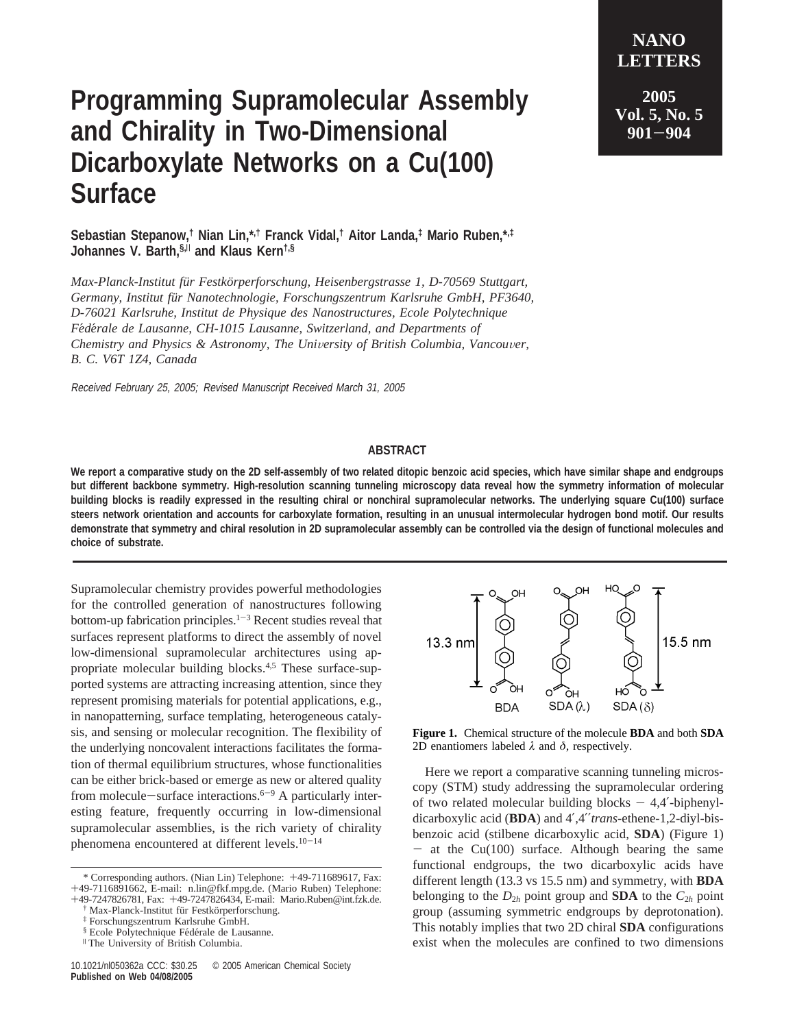# Programming Supramolecular Assembly and Chirality in Two-Dimensional Dicarboxylate Networks on a Cu(100) Surface

**Sebastian Stepanow,[†] Nian Lin,[*,†] Franck Vidal,[†] Aitor Landa,[‡] Mario Ruben,[*,‡] Johannes V. Barth,[§,∥] and Klaus Kern[†,§]**

*Max-Planck-Institut für Festkörperforschung, Heisenbergstrasse 1, D-70569 Stuttgart, Germany, Institut für Nanotechnologie, Forschungszentrum Karlsruhe GmbH, PF3640, D-76021 Karlsruhe, Institut de Physique des Nanostructures, Ecole Polytechnique Fédérale de Lausanne, CH-1015 Lausanne, Switzerland, and Departments of Chemistry and Physics & Astronomy, The University of British Columbia, Vancouver, B. C. V6T 1Z4, Canada*

*Received February 25, 2005; Revised Manuscript Received March 31, 2005*

## ABSTRACT

**We report a comparative study on the 2D self-assembly of two related ditopic benzoic acid species, which have similar shape and endgroups but different backbone symmetry. High-resolution scanning tunneling microscopy data reveal how the symmetry information of molecular building blocks is readily expressed in the resulting chiral or nonchiral supramolecular networks. The underlying square Cu(100) surface steers network orientation and accounts for carboxylate formation, resulting in an unusual intermolecular hydrogen bond motif. Our results demonstrate that symmetry and chiral resolution in 2D supramolecular assembly can be controlled via the design of functional molecules and choice of substrate.**

---

Supramolecular chemistry provides powerful methodologies for the controlled generation of nanostructures following bottom-up fabrication principles.[1−3] Recent studies reveal that surfaces represent platforms to direct the assembly of novel low-dimensional supramolecular architectures using appropriate molecular building blocks.[4,5] These surface-supported systems are attracting increasing attention, since they represent promising materials for potential applications, e.g., in nanopatterning, surface templating, heterogeneous catalysis, and sensing or molecular recognition. The flexibility of the underlying noncovalent interactions facilitates the formation of thermal equilibrium structures, whose functionalities can be either brick-based or emerge as new or altered quality from molecule−surface interactions.[6−9] A particularly interesting feature, frequently occurring in low-dimensional supramolecular assemblies, is the rich variety of chirality phenomena encountered at different levels.[10−14]

**Figure 1.** Chemical structure of the molecule **BDA** and both **SDA** 2D enantiomers labeled $\lambda$ and $\delta$, respectively.

Here we report a comparative scanning tunneling microscopy (STM) study addressing the supramolecular ordering of two related molecular building blocks − 4,4′-biphenyl-dicarboxylic acid (**BDA**) and 4′,4′′*trans*-ethene-1,2-diyl-bis-benzoic acid (stilbene dicarboxylic acid, **SDA**) (Figure 1) − at the Cu(100) surface. Although bearing the same functional endgroups, the two dicarboxylic acids have different length (13.3 vs 15.5 nm) and symmetry, with **BDA** belonging to the $D_{2h}$ point group and **SDA** to the $C_{2h}$ point group (assuming symmetric endgroups by deprotonation). This notably implies that two 2D chiral **SDA** configurations exist when the molecules are confined to two dimensions

---

\* Corresponding authors. (Nian Lin) Telephone: +49-711689617, Fax: +49-7116891662, E-mail: n.lin@fkf.mpg.de. (Mario Ruben) Telephone: +49-7247826781, Fax: +49-7247826434, E-mail: Mario.Ruben@int.fzk.de.

† Max-Planck-Institut für Festkörperforschung.

‡ Forschungszentrum Karlsruhe GmbH.

§ Ecole Polytechnique Fédérale de Lausanne.

∥ The University of British Columbia.

10.1021/nl050362a CCC: $30.25 © 2005 American Chemical Society
**Published on Web 04/08/2005**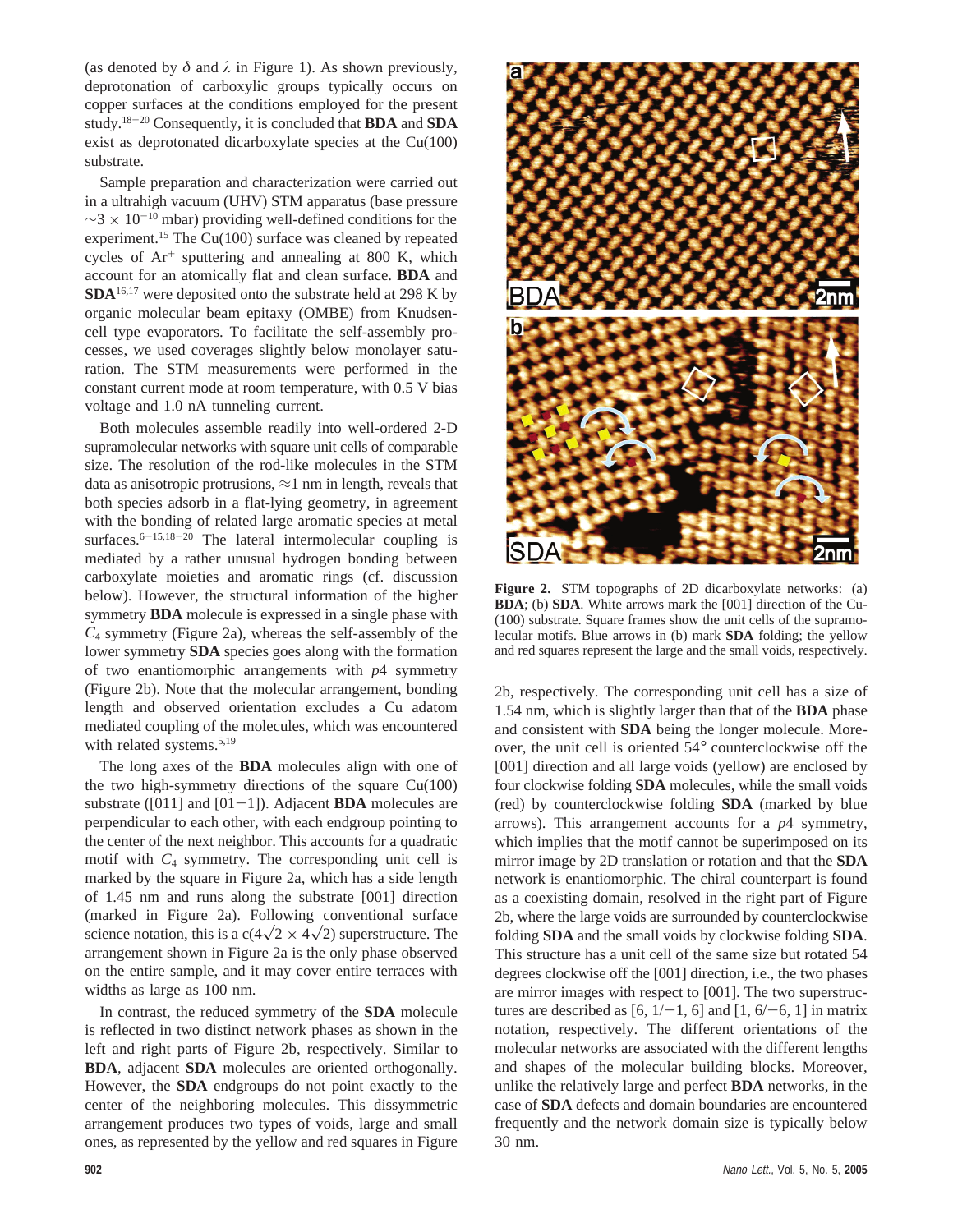(as denoted by $\delta$ and $\lambda$ in Figure 1). As shown previously, deprotonation of carboxylic groups typically occurs on copper surfaces at the conditions employed for the present study.[18-20] Consequently, it is concluded that **BDA** and **SDA** exist as deprotonated dicarboxylate species at the Cu(100) substrate.

Sample preparation and characterization were carried out in a ultrahigh vacuum (UHV) STM apparatus (base pressure $\sim 3 \times 10^{-10}$ mbar) providing well-defined conditions for the experiment.[15] The Cu(100) surface was cleaned by repeated cycles of $Ar^+$ sputtering and annealing at 800 K, which account for an atomically flat and clean surface. **BDA** and **SDA**[16,17] were deposited onto the substrate held at 298 K by organic molecular beam epitaxy (OMBE) from Knudsen-cell type evaporators. To facilitate the self-assembly processes, we used coverages slightly below monolayer saturation. The STM measurements were performed in the constant current mode at room temperature, with 0.5 V bias voltage and 1.0 nA tunneling current.

Both molecules assemble readily into well-ordered 2-D supramolecular networks with square unit cells of comparable size. The resolution of the rod-like molecules in the STM data as anisotropic protrusions, $\approx$1 nm in length, reveals that both species adsorb in a flat-lying geometry, in agreement with the bonding of related large aromatic species at metal surfaces.[6-15,18-20] The lateral intermolecular coupling is mediated by a rather unusual hydrogen bonding between carboxylate moieties and aromatic rings (cf. discussion below). However, the structural information of the higher symmetry **BDA** molecule is expressed in a single phase with $C_4$ symmetry (Figure 2a), whereas the self-assembly of the lower symmetry **SDA** species goes along with the formation of two enantiomorphic arrangements with $p4$ symmetry (Figure 2b). Note that the molecular arrangement, bonding length and observed orientation excludes a Cu adatom mediated coupling of the molecules, which was encountered with related systems.[5,19]

The long axes of the **BDA** molecules align with one of the two high-symmetry directions of the square Cu(100) substrate ([011] and [01−1]). Adjacent **BDA** molecules are perpendicular to each other, with each endgroup pointing to the center of the next neighbor. This accounts for a quadratic motif with $C_4$ symmetry. The corresponding unit cell is marked by the square in Figure 2a, which has a side length of 1.45 nm and runs along the substrate [001] direction (marked in Figure 2a). Following conventional surface science notation, this is a $c(4\sqrt{2} \times 4\sqrt{2})$ superstructure. The arrangement shown in Figure 2a is the only phase observed on the entire sample, and it may cover entire terraces with widths as large as 100 nm.

In contrast, the reduced symmetry of the **SDA** molecule is reflected in two distinct network phases as shown in the left and right parts of Figure 2b, respectively. Similar to **BDA**, adjacent **SDA** molecules are oriented orthogonally. However, the **SDA** endgroups do not point exactly to the center of the neighboring molecules. This dissymmetric arrangement produces two types of voids, large and small ones, as represented by the yellow and red squares in Figure 2b, respectively. The corresponding unit cell has a size of 1.54 nm, which is slightly larger than that of the **BDA** phase and consistent with **SDA** being the longer molecule. Moreover, the unit cell is oriented 54° counterclockwise off the [001] direction and all large voids (yellow) are enclosed by four clockwise folding **SDA** molecules, while the small voids (red) by counterclockwise folding **SDA** (marked by blue arrows). This arrangement accounts for a $p4$ symmetry, which implies that the motif cannot be superimposed on its mirror image by 2D translation or rotation and that the **SDA** network is enantiomorphic. The chiral counterpart is found as a coexisting domain, resolved in the right part of Figure 2b, where the large voids are surrounded by counterclockwise folding **SDA** and the small voids by clockwise folding **SDA**. This structure has a unit cell of the same size but rotated 54 degrees clockwise off the [001] direction, i.e., the two phases are mirror images with respect to [001]. The two superstructures are described as [6, 1/−1, 6] and [1, 6/−6, 1] in matrix notation, respectively. The different orientations of the molecular networks are associated with the different lengths and shapes of the molecular building blocks. Moreover, unlike the relatively large and perfect **BDA** networks, in the case of **SDA** defects and domain boundaries are encountered frequently and the network domain size is typically below 30 nm.

**Figure 2.** STM topographs of 2D dicarboxylate networks: (a) **BDA**; (b) **SDA**. White arrows mark the [001] direction of the Cu(100) substrate. Square frames show the unit cells of the supramolecular motifs. Blue arrows in (b) mark **SDA** folding; the yellow and red squares represent the large and the small voids, respectively.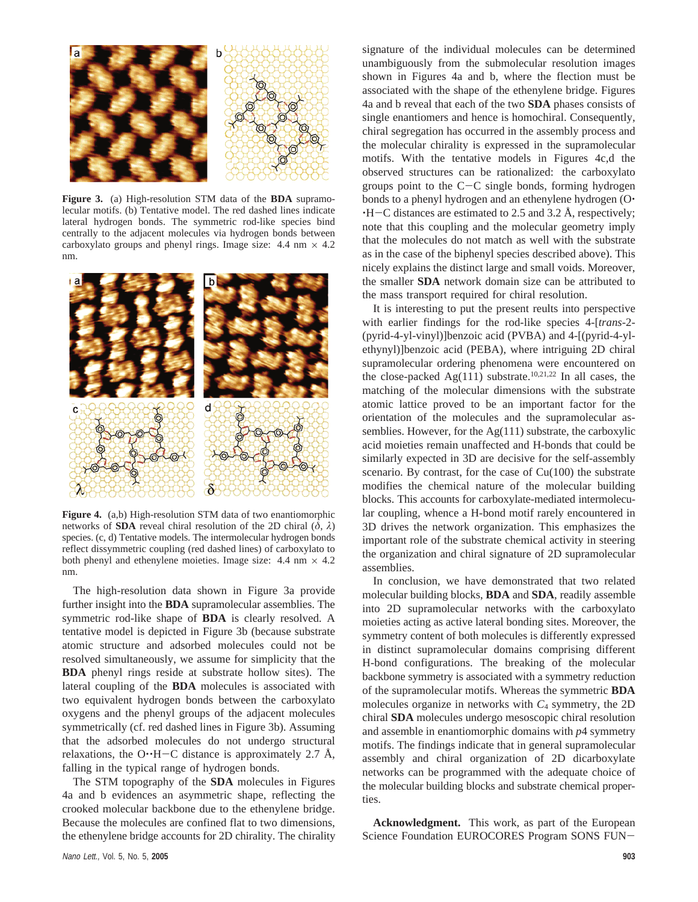**Figure 3.** (a) High-resolution STM data of the **BDA** supramolecular motifs. (b) Tentative model. The red dashed lines indicate lateral hydrogen bonds. The symmetric rod-like species bind centrally to the adjacent molecules via hydrogen bonds between carboxylato groups and phenyl rings. Image size: 4.4 nm × 4.2 nm.

**Figure 4.** (a,b) High-resolution STM data of two enantiomorphic networks of **SDA** reveal chiral resolution of the 2D chiral (δ, λ) species. (c, d) Tentative models. The intermolecular hydrogen bonds reflect dissymmetric coupling (red dashed lines) of carboxylato to both phenyl and ethenylene moieties. Image size: 4.4 nm × 4.2 nm.

The high-resolution data shown in Figure 3a provide further insight into the **BDA** supramolecular assemblies. The symmetric rod-like shape of **BDA** is clearly resolved. A tentative model is depicted in Figure 3b (because substrate atomic structure and adsorbed molecules could not be resolved simultaneously, we assume for simplicity that the **BDA** phenyl rings reside at substrate hollow sites). The lateral coupling of the **BDA** molecules is associated with two equivalent hydrogen bonds between the carboxylato oxygens and the phenyl groups of the adjacent molecules symmetrically (cf. red dashed lines in Figure 3b). Assuming that the adsorbed molecules do not undergo structural relaxations, the O··H−C distance is approximately 2.7 Å, falling in the typical range of hydrogen bonds.

The STM topography of the **SDA** molecules in Figures 4a and b evidences an asymmetric shape, reflecting the crooked molecular backbone due to the ethenylene bridge. Because the molecules are confined flat to two dimensions, the ethenylene bridge accounts for 2D chirality. The chirality signature of the individual molecules can be determined unambiguously from the submolecular resolution images shown in Figures 4a and b, where the flection must be associated with the shape of the ethenylene bridge. Figures 4a and b reveal that each of the two **SDA** phases consists of single enantiomers and hence is homochiral. Consequently, chiral segregation has occurred in the assembly process and the molecular chirality is expressed in the supramolecular motifs. With the tentative models in Figures 4c,d the observed structures can be rationalized: the carboxylato groups point to the C−C single bonds, forming hydrogen bonds to a phenyl hydrogen and an ethenylene hydrogen (O··H−C distances are estimated to 2.5 and 3.2 Å, respectively; note that this coupling and the molecular geometry imply that the molecules do not match as well with the substrate as in the case of the biphenyl species described above). This nicely explains the distinct large and small voids. Moreover, the smaller **SDA** network domain size can be attributed to the mass transport required for chiral resolution.

It is interesting to put the present reults into perspective with earlier findings for the rod-like species 4-[*trans*-2-(pyrid-4-yl-vinyl)]benzoic acid (PVBA) and 4-[(pyrid-4-yl-ethynyl)]benzoic acid (PEBA), where intriguing 2D chiral supramolecular ordering phenomena were encountered on the close-packed Ag(111) substrate.[10,21,22] In all cases, the matching of the molecular dimensions with the substrate atomic lattice proved to be an important factor for the orientation of the molecules and the supramolecular assemblies. However, for the Ag(111) substrate, the carboxylic acid moieties remain unaffected and H-bonds that could be similarly expected in 3D are decisive for the self-assembly scenario. By contrast, for the case of Cu(100) the substrate modifies the chemical nature of the molecular building blocks. This accounts for carboxylate-mediated intermolecular coupling, whence a H-bond motif rarely encountered in 3D drives the network organization. This emphasizes the important role of the substrate chemical activity in steering the organization and chiral signature of 2D supramolecular assemblies.

In conclusion, we have demonstrated that two related molecular building blocks, **BDA** and **SDA**, readily assemble into 2D supramolecular networks with the carboxylato moieties acting as active lateral bonding sites. Moreover, the symmetry content of both molecules is differently expressed in distinct supramolecular domains comprising different H-bond configurations. The breaking of the molecular backbone symmetry is associated with a symmetry reduction of the supramolecular motifs. Whereas the symmetric **BDA** molecules organize in networks with $C_4$ symmetry, the 2D chiral **SDA** molecules undergo mesoscopic chiral resolution and assemble in enantiomorphic domains with *p*4 symmetry motifs. The findings indicate that in general supramolecular assembly and chiral organization of 2D dicarboxylate networks can be programmed with the adequate choice of the molecular building blocks and substrate chemical properties.

**Acknowledgment.** This work, as part of the European Science Foundation EUROCORES Program SONS FUN−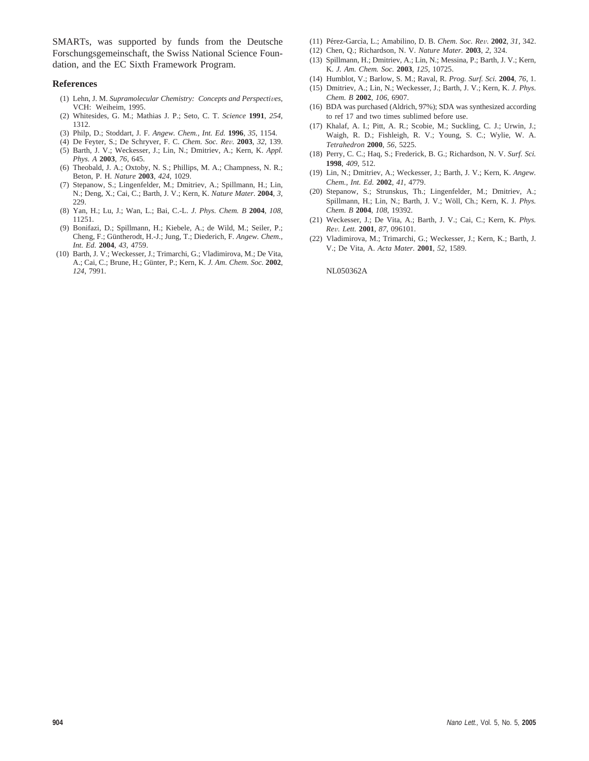SMARTs, was supported by funds from the Deutsche Forschungsgemeinschaft, the Swiss National Science Foundation, and the EC Sixth Framework Program.

## References

(1) Lehn, J. M. *Supramolecular Chemistry: Concepts and Perspectives*, VCH: Weiheim, 1995.
(2) Whitesides, G. M.; Mathias J. P.; Seto, C. T. *Science* **1991**, *254*, 1312.
(3) Philp, D.; Stoddart, J. F. *Angew. Chem., Int. Ed.* **1996**, *35*, 1154.
(4) De Feyter, S.; De Schryver, F. C. *Chem. Soc. Rev.* **2003**, *32*, 139.
(5) Barth, J. V.; Weckesser, J.; Lin, N.; Dmitriev, A.; Kern, K. *Appl. Phys. A* **2003**, *76*, 645.
(6) Theobald, J. A.; Oxtoby, N. S.; Phillips, M. A.; Champness, N. R.; Beton, P. H. *Nature* **2003**, *424*, 1029.
(7) Stepanow, S.; Lingenfelder, M.; Dmitriev, A.; Spillmann, H.; Lin, N.; Deng, X.; Cai, C.; Barth, J. V.; Kern, K. *Nature Mater.* **2004**, *3*, 229.
(8) Yan, H.; Lu, J.; Wan, L.; Bai, C.-L. *J. Phys. Chem. B* **2004**, *108*, 11251.
(9) Bonifazi, D.; Spillmann, H.; Kiebele, A.; de Wild, M.; Seiler, P.; Cheng, F.; Güntherodt, H.-J.; Jung, T.; Diederich, F. *Angew. Chem., Int. Ed.* **2004**, *43*, 4759.
(10) Barth, J. V.; Weckesser, J.; Trimarchi, G.; Vladimirova, M.; De Vita, A.; Cai, C.; Brune, H.; Günter, P.; Kern, K. *J. Am. Chem. Soc.* **2002**, *124*, 7991.
(11) Pérez-Garcìa, L.; Amabilino, D. B. *Chem. Soc. Rev.* **2002**, *31*, 342.
(12) Chen, Q.; Richardson, N. V. *Nature Mater.* **2003**, *2*, 324.
(13) Spillmann, H.; Dmitriev, A.; Lin, N.; Messina, P.; Barth, J. V.; Kern, K. *J. Am. Chem. Soc.* **2003**, *125*, 10725.
(14) Humblot, V.; Barlow, S. M.; Raval, R. *Prog. Surf. Sci.* **2004**, *76*, 1.
(15) Dmitriev, A.; Lin, N.; Weckesser, J.; Barth, J. V.; Kern, K. *J. Phys. Chem. B* **2002**, *106*, 6907.
(16) BDA was purchased (Aldrich, 97%); SDA was synthesized according to ref 17 and two times sublimed before use.
(17) Khalaf, A. I.; Pitt, A. R.; Scobie, M.; Suckling, C. J.; Urwin, J.; Waigh, R. D.; Fishleigh, R. V.; Young, S. C.; Wylie, W. A. *Tetrahedron* **2000**, *56*, 5225.
(18) Perry, C. C.; Haq, S.; Frederick, B. G.; Richardson, N. V. *Surf. Sci.* **1998**, *409*, 512.
(19) Lin, N.; Dmitriev, A.; Weckesser, J.; Barth, J. V.; Kern, K. *Angew. Chem., Int. Ed.* **2002**, *41*, 4779.
(20) Stepanow, S.; Strunskus, Th.; Lingenfelder, M.; Dmitriev, A.; Spillmann, H.; Lin, N.; Barth, J. V.; Wöll, Ch.; Kern, K. J. *Phys. Chem. B* **2004**, *108*, 19392.
(21) Weckesser, J.; De Vita, A.; Barth, J. V.; Cai, C.; Kern, K. *Phys. Rev. Lett.* **2001**, *87*, 096101.
(22) Vladimirova, M.; Trimarchi, G.; Weckesser, J.; Kern, K.; Barth, J. V.; De Vita, A. *Acta Mater.* **2001**, *52*, 1589.

NL050362A